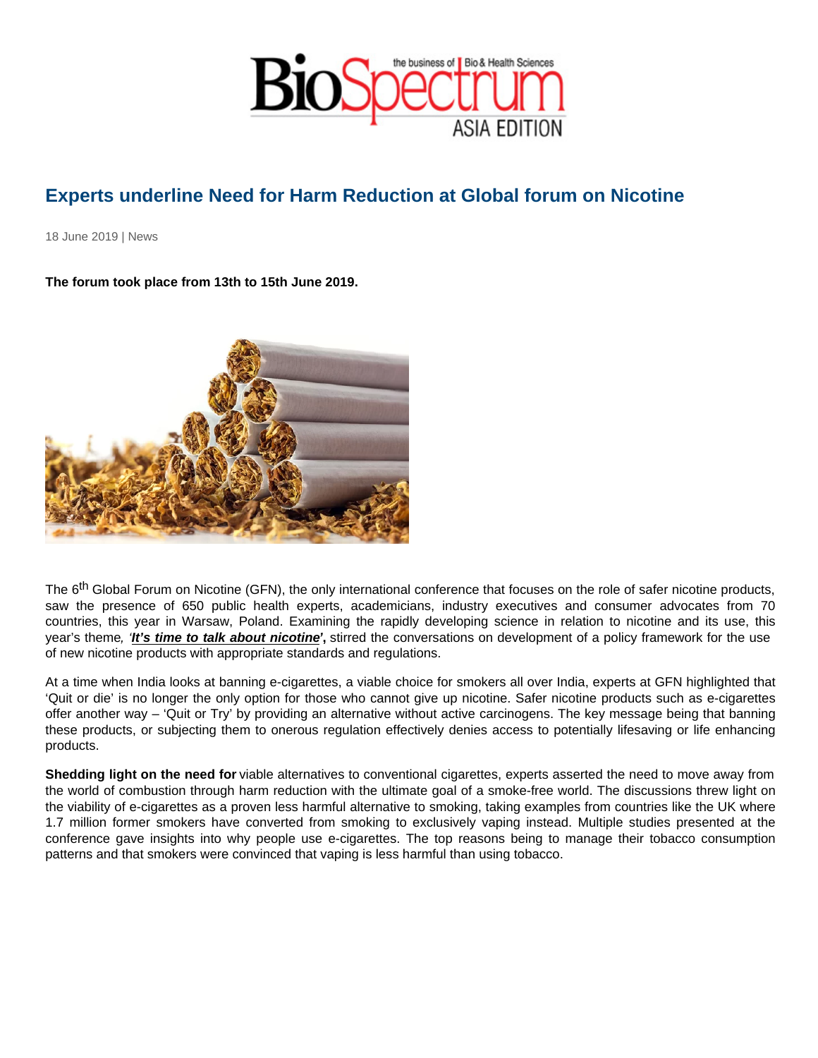# Experts underline Need for Harm Reduction at Global forum on Nicotine

18 June 2019 | News

**The forum took place from 13th to 15th June 2019.**

The 6th Global Forum on Nicotine (GFN), the only international conference that focuses on the role of safer nicotine products, saw the presence of 650 public health experts, academicians, industry executives and consumer advocates from 70 countries, this year in Warsaw, Poland. Examining the rapidly developing science in relation to nicotine and its use, this year's theme*, '**It's time to talk about nicotine**'*, stirred the conversations on development of a policy framework for the use of new nicotine products with appropriate standards and regulations.

At a time when India looks at banning e-cigarettes, a viable choice for smokers all over India, experts at GFN highlighted that 'Quit or die' is no longer the only option for those who cannot give up nicotine. Safer nicotine products such as e-cigarettes offer another way – 'Quit or Try' by providing an alternative without active carcinogens. The key message being that banning these products, or subjecting them to onerous regulation effectively denies access to potentially lifesaving or life enhancing products.

**Shedding light on the need for** viable alternatives to conventional cigarettes, experts asserted the need to move away from the world of combustion through harm reduction with the ultimate goal of a smoke-free world. The discussions threw light on the viability of e-cigarettes as a proven less harmful alternative to smoking, taking examples from countries like the UK where 1.7 million former smokers have converted from smoking to exclusively vaping instead. Multiple studies presented at the conference gave insights into why people use e-cigarettes. The top reasons being to manage their tobacco consumption patterns and that smokers were convinced that vaping is less harmful than using tobacco.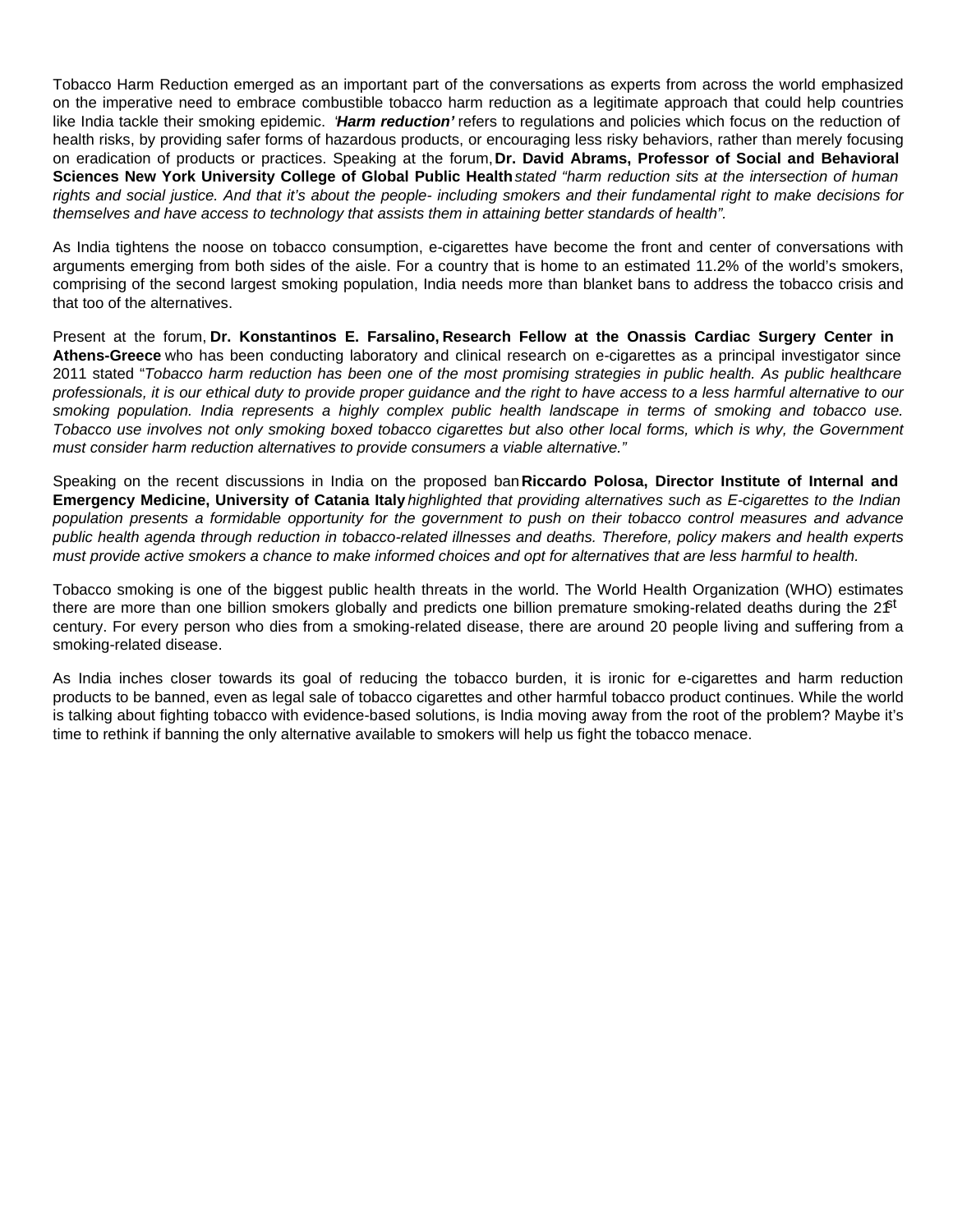Tobacco Harm Reduction emerged as an important part of the conversations as experts from across the world emphasized on the imperative need to embrace combustible tobacco harm reduction as a legitimate approach that could help countries like India tackle their smoking epidemic. *'**Harm reduction'*** refers to regulations and policies which focus on the reduction of health risks, by providing safer forms of hazardous products, or encouraging less risky behaviors, rather than merely focusing on eradication of products or practices. Speaking at the forum, **Dr. David Abrams, Professor of Social and Behavioral Sciences New York University College of Global Public Health** *stated "harm reduction sits at the intersection of human rights and social justice. And that it's about the people- including smokers and their fundamental right to make decisions for themselves and have access to technology that assists them in attaining better standards of health".*

As India tightens the noose on tobacco consumption, e-cigarettes have become the front and center of conversations with arguments emerging from both sides of the aisle. For a country that is home to an estimated 11.2% of the world's smokers, comprising of the second largest smoking population, India needs more than blanket bans to address the tobacco crisis and that too of the alternatives.

Present at the forum, **Dr. Konstantinos E. Farsalino, Research Fellow at the Onassis Cardiac Surgery Center in Athens-Greece** who has been conducting laboratory and clinical research on e-cigarettes as a principal investigator since 2011 stated "*Tobacco harm reduction has been one of the most promising strategies in public health. As public healthcare professionals, it is our ethical duty to provide proper guidance and the right to have access to a less harmful alternative to our smoking population. India represents a highly complex public health landscape in terms of smoking and tobacco use. Tobacco use involves not only smoking boxed tobacco cigarettes but also other local forms, which is why, the Government must consider harm reduction alternatives to provide consumers a viable alternative."*

Speaking on the recent discussions in India on the proposed ban **Riccardo Polosa, Director Institute of Internal and Emergency Medicine, University of Catania Italy** *highlighted that providing alternatives such as E-cigarettes to the Indian population presents a formidable opportunity for the government to push on their tobacco control measures and advance public health agenda through reduction in tobacco-related illnesses and deaths. Therefore, policy makers and health experts must provide active smokers a chance to make informed choices and opt for alternatives that are less harmful to health.*

Tobacco smoking is one of the biggest public health threats in the world. The World Health Organization (WHO) estimates there are more than one billion smokers globally and predicts one billion premature smoking-related deaths during the 21st century. For every person who dies from a smoking-related disease, there are around 20 people living and suffering from a smoking-related disease.

As India inches closer towards its goal of reducing the tobacco burden, it is ironic for e-cigarettes and harm reduction products to be banned, even as legal sale of tobacco cigarettes and other harmful tobacco product continues. While the world is talking about fighting tobacco with evidence-based solutions, is India moving away from the root of the problem? Maybe it's time to rethink if banning the only alternative available to smokers will help us fight the tobacco menace.